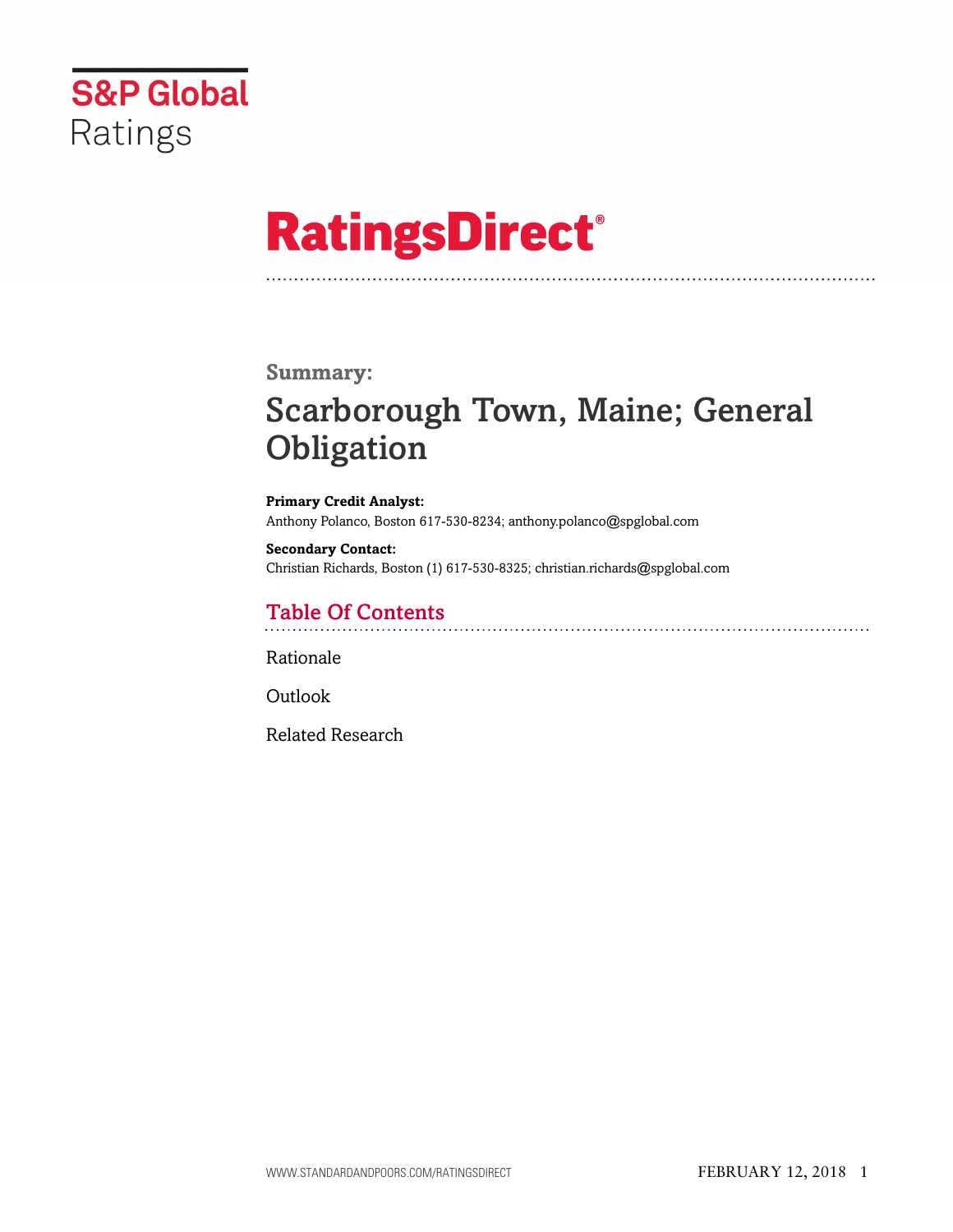S&P Global Ratings

# RatingsDirect®

**Summary:**

## Scarborough Town, Maine; General Obligation

**Primary Credit Analyst:**
Anthony Polanco, Boston 617-530-8234; anthony.polanco@spglobal.com

**Secondary Contact:**
Christian Richards, Boston (1) 617-530-8325; christian.richards@spglobal.com

## Table Of Contents

Rationale

Outlook

Related Research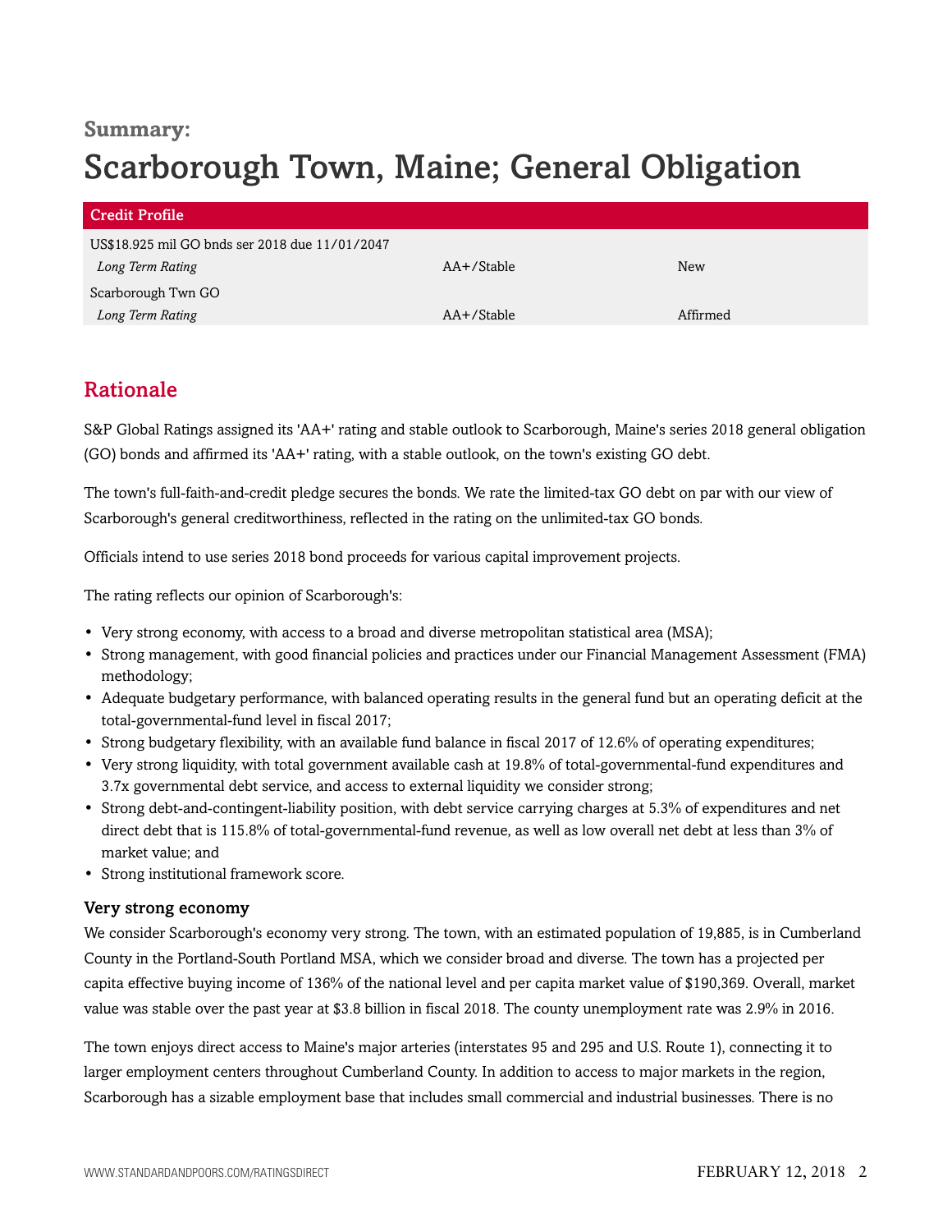**Summary:**

# Scarborough Town, Maine; General Obligation

| Credit Profile | | |
|---|---|---|
| US$18.925 mil GO bnds ser 2018 due 11/01/2047 | | |
| *Long Term Rating* | AA+/Stable | New |
| Scarborough Twn GO | | |
| *Long Term Rating* | AA+/Stable | Affirmed |

## Rationale

S&P Global Ratings assigned its 'AA+' rating and stable outlook to Scarborough, Maine's series 2018 general obligation (GO) bonds and affirmed its 'AA+' rating, with a stable outlook, on the town's existing GO debt.

The town's full-faith-and-credit pledge secures the bonds. We rate the limited-tax GO debt on par with our view of Scarborough's general creditworthiness, reflected in the rating on the unlimited-tax GO bonds.

Officials intend to use series 2018 bond proceeds for various capital improvement projects.

The rating reflects our opinion of Scarborough's:

- Very strong economy, with access to a broad and diverse metropolitan statistical area (MSA);
- Strong management, with good financial policies and practices under our Financial Management Assessment (FMA) methodology;
- Adequate budgetary performance, with balanced operating results in the general fund but an operating deficit at the total-governmental-fund level in fiscal 2017;
- Strong budgetary flexibility, with an available fund balance in fiscal 2017 of 12.6% of operating expenditures;
- Very strong liquidity, with total government available cash at 19.8% of total-governmental-fund expenditures and 3.7x governmental debt service, and access to external liquidity we consider strong;
- Strong debt-and-contingent-liability position, with debt service carrying charges at 5.3% of expenditures and net direct debt that is 115.8% of total-governmental-fund revenue, as well as low overall net debt at less than 3% of market value; and
- Strong institutional framework score.

### Very strong economy

We consider Scarborough's economy very strong. The town, with an estimated population of 19,885, is in Cumberland County in the Portland-South Portland MSA, which we consider broad and diverse. The town has a projected per capita effective buying income of 136% of the national level and per capita market value of $190,369. Overall, market value was stable over the past year at $3.8 billion in fiscal 2018. The county unemployment rate was 2.9% in 2016.

The town enjoys direct access to Maine's major arteries (interstates 95 and 295 and U.S. Route 1), connecting it to larger employment centers throughout Cumberland County. In addition to access to major markets in the region, Scarborough has a sizable employment base that includes small commercial and industrial businesses. There is no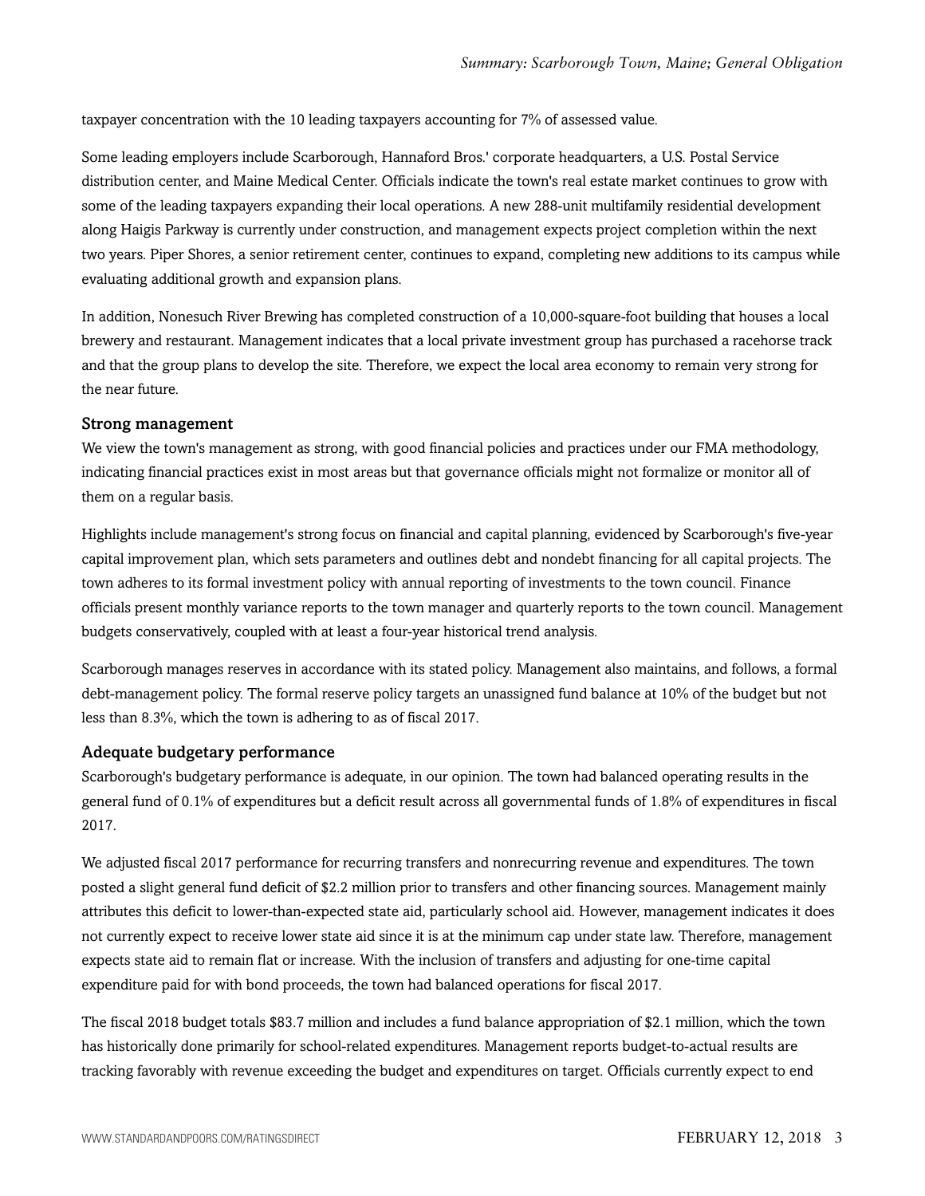taxpayer concentration with the 10 leading taxpayers accounting for 7% of assessed value.

Some leading employers include Scarborough, Hannaford Bros.' corporate headquarters, a U.S. Postal Service distribution center, and Maine Medical Center. Officials indicate the town's real estate market continues to grow with some of the leading taxpayers expanding their local operations. A new 288-unit multifamily residential development along Haigis Parkway is currently under construction, and management expects project completion within the next two years. Piper Shores, a senior retirement center, continues to expand, completing new additions to its campus while evaluating additional growth and expansion plans.

In addition, Nonesuch River Brewing has completed construction of a 10,000-square-foot building that houses a local brewery and restaurant. Management indicates that a local private investment group has purchased a racehorse track and that the group plans to develop the site. Therefore, we expect the local area economy to remain very strong for the near future.

### Strong management

We view the town's management as strong, with good financial policies and practices under our FMA methodology, indicating financial practices exist in most areas but that governance officials might not formalize or monitor all of them on a regular basis.

Highlights include management's strong focus on financial and capital planning, evidenced by Scarborough's five-year capital improvement plan, which sets parameters and outlines debt and nondebt financing for all capital projects. The town adheres to its formal investment policy with annual reporting of investments to the town council. Finance officials present monthly variance reports to the town manager and quarterly reports to the town council. Management budgets conservatively, coupled with at least a four-year historical trend analysis.

Scarborough manages reserves in accordance with its stated policy. Management also maintains, and follows, a formal debt-management policy. The formal reserve policy targets an unassigned fund balance at 10% of the budget but not less than 8.3%, which the town is adhering to as of fiscal 2017.

### Adequate budgetary performance

Scarborough's budgetary performance is adequate, in our opinion. The town had balanced operating results in the general fund of 0.1% of expenditures but a deficit result across all governmental funds of 1.8% of expenditures in fiscal 2017.

We adjusted fiscal 2017 performance for recurring transfers and nonrecurring revenue and expenditures. The town posted a slight general fund deficit of $2.2 million prior to transfers and other financing sources. Management mainly attributes this deficit to lower-than-expected state aid, particularly school aid. However, management indicates it does not currently expect to receive lower state aid since it is at the minimum cap under state law. Therefore, management expects state aid to remain flat or increase. With the inclusion of transfers and adjusting for one-time capital expenditure paid for with bond proceeds, the town had balanced operations for fiscal 2017.

The fiscal 2018 budget totals $83.7 million and includes a fund balance appropriation of $2.1 million, which the town has historically done primarily for school-related expenditures. Management reports budget-to-actual results are tracking favorably with revenue exceeding the budget and expenditures on target. Officials currently expect to end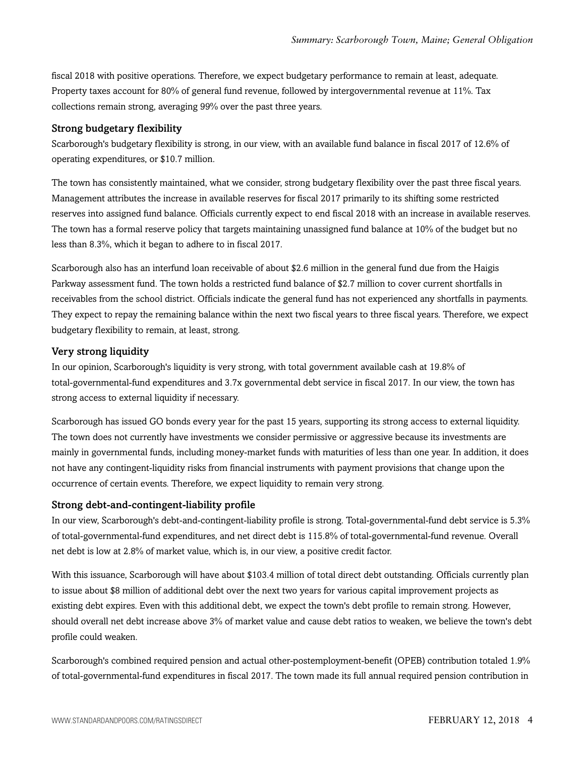fiscal 2018 with positive operations. Therefore, we expect budgetary performance to remain at least, adequate. Property taxes account for 80% of general fund revenue, followed by intergovernmental revenue at 11%. Tax collections remain strong, averaging 99% over the past three years.

### Strong budgetary flexibility

Scarborough's budgetary flexibility is strong, in our view, with an available fund balance in fiscal 2017 of 12.6% of operating expenditures, or $10.7 million.

The town has consistently maintained, what we consider, strong budgetary flexibility over the past three fiscal years. Management attributes the increase in available reserves for fiscal 2017 primarily to its shifting some restricted reserves into assigned fund balance. Officials currently expect to end fiscal 2018 with an increase in available reserves. The town has a formal reserve policy that targets maintaining unassigned fund balance at 10% of the budget but no less than 8.3%, which it began to adhere to in fiscal 2017.

Scarborough also has an interfund loan receivable of about $2.6 million in the general fund due from the Haigis Parkway assessment fund. The town holds a restricted fund balance of $2.7 million to cover current shortfalls in receivables from the school district. Officials indicate the general fund has not experienced any shortfalls in payments. They expect to repay the remaining balance within the next two fiscal years to three fiscal years. Therefore, we expect budgetary flexibility to remain, at least, strong.

### Very strong liquidity

In our opinion, Scarborough's liquidity is very strong, with total government available cash at 19.8% of total-governmental-fund expenditures and 3.7x governmental debt service in fiscal 2017. In our view, the town has strong access to external liquidity if necessary.

Scarborough has issued GO bonds every year for the past 15 years, supporting its strong access to external liquidity. The town does not currently have investments we consider permissive or aggressive because its investments are mainly in governmental funds, including money-market funds with maturities of less than one year. In addition, it does not have any contingent-liquidity risks from financial instruments with payment provisions that change upon the occurrence of certain events. Therefore, we expect liquidity to remain very strong.

### Strong debt-and-contingent-liability profile

In our view, Scarborough's debt-and-contingent-liability profile is strong. Total-governmental-fund debt service is 5.3% of total-governmental-fund expenditures, and net direct debt is 115.8% of total-governmental-fund revenue. Overall net debt is low at 2.8% of market value, which is, in our view, a positive credit factor.

With this issuance, Scarborough will have about $103.4 million of total direct debt outstanding. Officials currently plan to issue about $8 million of additional debt over the next two years for various capital improvement projects as existing debt expires. Even with this additional debt, we expect the town's debt profile to remain strong. However, should overall net debt increase above 3% of market value and cause debt ratios to weaken, we believe the town's debt profile could weaken.

Scarborough's combined required pension and actual other-postemployment-benefit (OPEB) contribution totaled 1.9% of total-governmental-fund expenditures in fiscal 2017. The town made its full annual required pension contribution in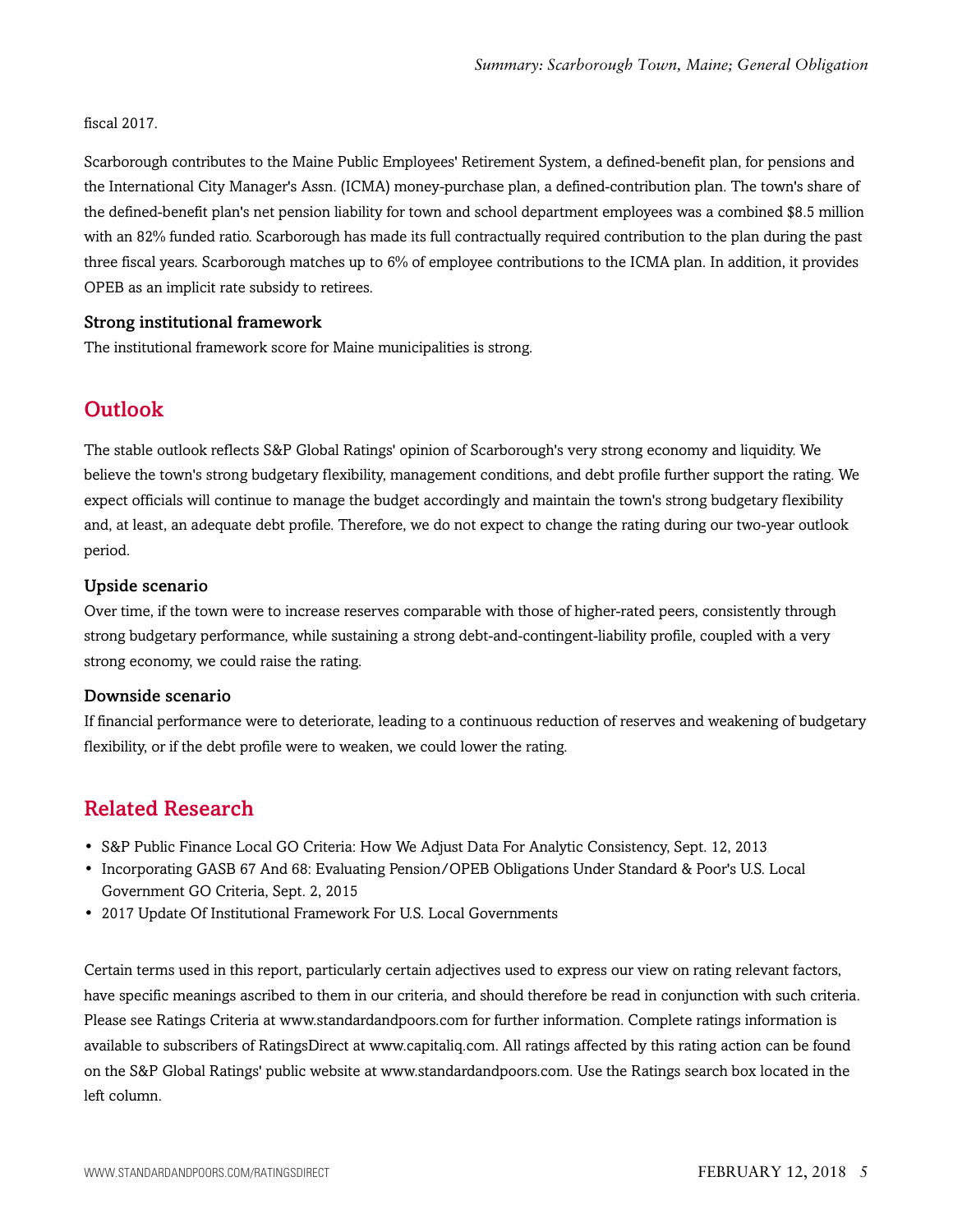fiscal 2017.

Scarborough contributes to the Maine Public Employees' Retirement System, a defined-benefit plan, for pensions and the International City Manager's Assn. (ICMA) money-purchase plan, a defined-contribution plan. The town's share of the defined-benefit plan's net pension liability for town and school department employees was a combined $8.5 million with an 82% funded ratio. Scarborough has made its full contractually required contribution to the plan during the past three fiscal years. Scarborough matches up to 6% of employee contributions to the ICMA plan. In addition, it provides OPEB as an implicit rate subsidy to retirees.

### Strong institutional framework

The institutional framework score for Maine municipalities is strong.

## Outlook

The stable outlook reflects S&P Global Ratings' opinion of Scarborough's very strong economy and liquidity. We believe the town's strong budgetary flexibility, management conditions, and debt profile further support the rating. We expect officials will continue to manage the budget accordingly and maintain the town's strong budgetary flexibility and, at least, an adequate debt profile. Therefore, we do not expect to change the rating during our two-year outlook period.

### Upside scenario

Over time, if the town were to increase reserves comparable with those of higher-rated peers, consistently through strong budgetary performance, while sustaining a strong debt-and-contingent-liability profile, coupled with a very strong economy, we could raise the rating.

### Downside scenario

If financial performance were to deteriorate, leading to a continuous reduction of reserves and weakening of budgetary flexibility, or if the debt profile were to weaken, we could lower the rating.

## Related Research

- S&P Public Finance Local GO Criteria: How We Adjust Data For Analytic Consistency, Sept. 12, 2013
- Incorporating GASB 67 And 68: Evaluating Pension/OPEB Obligations Under Standard & Poor's U.S. Local Government GO Criteria, Sept. 2, 2015
- 2017 Update Of Institutional Framework For U.S. Local Governments

Certain terms used in this report, particularly certain adjectives used to express our view on rating relevant factors, have specific meanings ascribed to them in our criteria, and should therefore be read in conjunction with such criteria. Please see Ratings Criteria at www.standardandpoors.com for further information. Complete ratings information is available to subscribers of RatingsDirect at www.capitaliq.com. All ratings affected by this rating action can be found on the S&P Global Ratings' public website at www.standardandpoors.com. Use the Ratings search box located in the left column.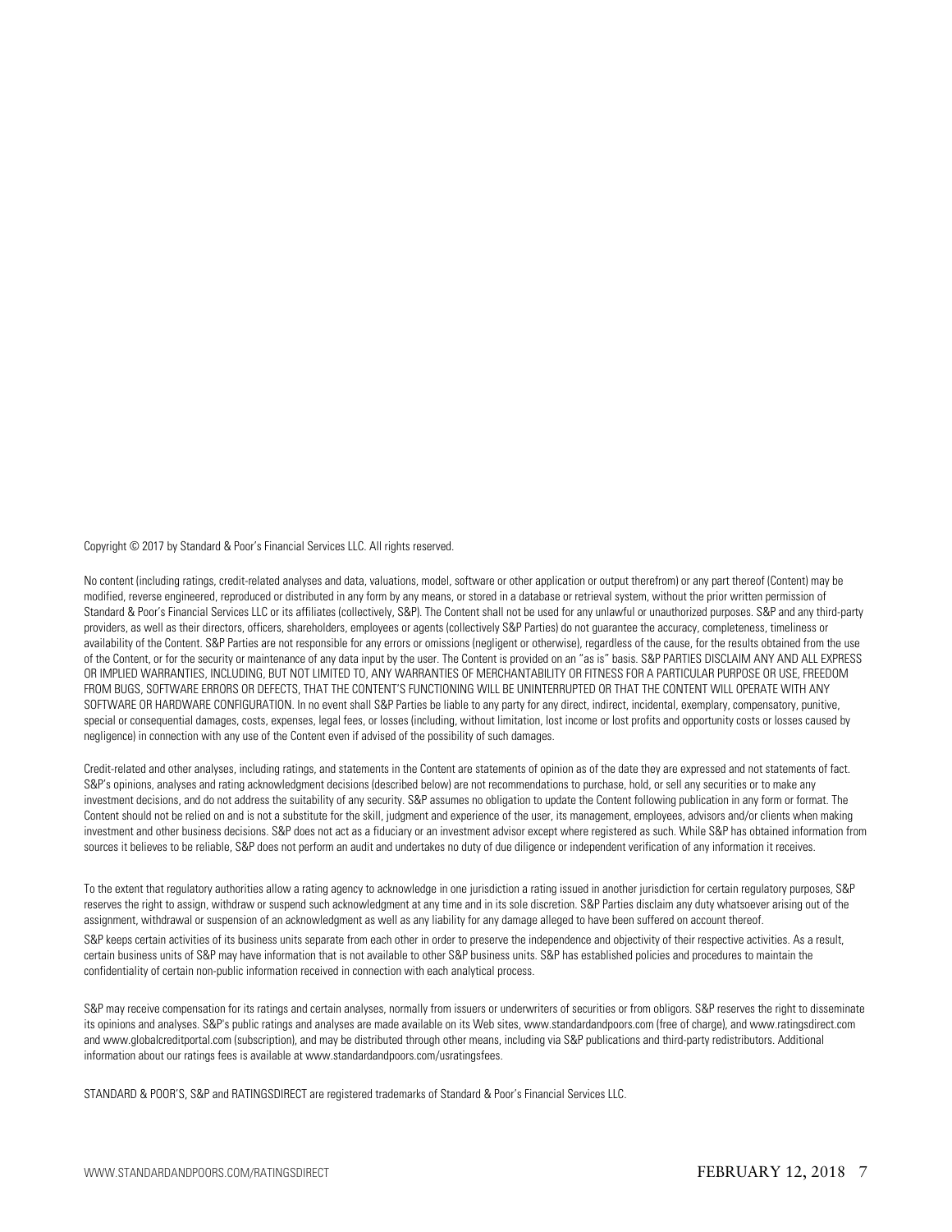Copyright © 2017 by Standard & Poor's Financial Services LLC. All rights reserved.

No content (including ratings, credit-related analyses and data, valuations, model, software or other application or output therefrom) or any part thereof (Content) may be modified, reverse engineered, reproduced or distributed in any form by any means, or stored in a database or retrieval system, without the prior written permission of Standard & Poor's Financial Services LLC or its affiliates (collectively, S&P). The Content shall not be used for any unlawful or unauthorized purposes. S&P and any third-party providers, as well as their directors, officers, shareholders, employees or agents (collectively S&P Parties) do not guarantee the accuracy, completeness, timeliness or availability of the Content. S&P Parties are not responsible for any errors or omissions (negligent or otherwise), regardless of the cause, for the results obtained from the use of the Content, or for the security or maintenance of any data input by the user. The Content is provided on an "as is" basis. S&P PARTIES DISCLAIM ANY AND ALL EXPRESS OR IMPLIED WARRANTIES, INCLUDING, BUT NOT LIMITED TO, ANY WARRANTIES OF MERCHANTABILITY OR FITNESS FOR A PARTICULAR PURPOSE OR USE, FREEDOM FROM BUGS, SOFTWARE ERRORS OR DEFECTS, THAT THE CONTENT'S FUNCTIONING WILL BE UNINTERRUPTED OR THAT THE CONTENT WILL OPERATE WITH ANY SOFTWARE OR HARDWARE CONFIGURATION. In no event shall S&P Parties be liable to any party for any direct, indirect, incidental, exemplary, compensatory, punitive, special or consequential damages, costs, expenses, legal fees, or losses (including, without limitation, lost income or lost profits and opportunity costs or losses caused by negligence) in connection with any use of the Content even if advised of the possibility of such damages.

Credit-related and other analyses, including ratings, and statements in the Content are statements of opinion as of the date they are expressed and not statements of fact. S&P's opinions, analyses and rating acknowledgment decisions (described below) are not recommendations to purchase, hold, or sell any securities or to make any investment decisions, and do not address the suitability of any security. S&P assumes no obligation to update the Content following publication in any form or format. The Content should not be relied on and is not a substitute for the skill, judgment and experience of the user, its management, employees, advisors and/or clients when making investment and other business decisions. S&P does not act as a fiduciary or an investment advisor except where registered as such. While S&P has obtained information from sources it believes to be reliable, S&P does not perform an audit and undertakes no duty of due diligence or independent verification of any information it receives.

To the extent that regulatory authorities allow a rating agency to acknowledge in one jurisdiction a rating issued in another jurisdiction for certain regulatory purposes, S&P reserves the right to assign, withdraw or suspend such acknowledgment at any time and in its sole discretion. S&P Parties disclaim any duty whatsoever arising out of the assignment, withdrawal or suspension of an acknowledgment as well as any liability for any damage alleged to have been suffered on account thereof.

S&P keeps certain activities of its business units separate from each other in order to preserve the independence and objectivity of their respective activities. As a result, certain business units of S&P may have information that is not available to other S&P business units. S&P has established policies and procedures to maintain the confidentiality of certain non-public information received in connection with each analytical process.

S&P may receive compensation for its ratings and certain analyses, normally from issuers or underwriters of securities or from obligors. S&P reserves the right to disseminate its opinions and analyses. S&P's public ratings and analyses are made available on its Web sites, www.standardandpoors.com (free of charge), and www.ratingsdirect.com and www.globalcreditportal.com (subscription), and may be distributed through other means, including via S&P publications and third-party redistributors. Additional information about our ratings fees is available at www.standardandpoors.com/usratingsfees.

STANDARD & POOR'S, S&P and RATINGSDIRECT are registered trademarks of Standard & Poor's Financial Services LLC.